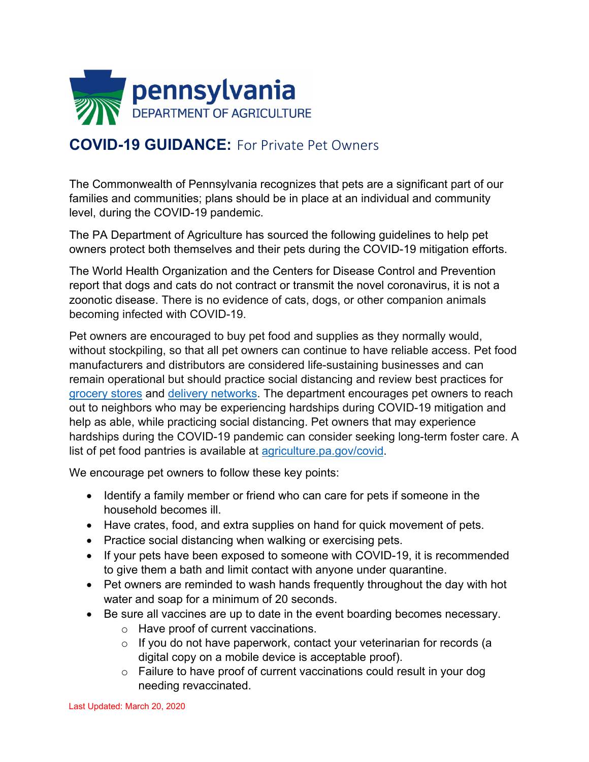pennsylvania
DEPARTMENT OF AGRICULTURE

# COVID-19 GUIDANCE: For Private Pet Owners

The Commonwealth of Pennsylvania recognizes that pets are a significant part of our families and communities; plans should be in place at an individual and community level, during the COVID-19 pandemic.

The PA Department of Agriculture has sourced the following guidelines to help pet owners protect both themselves and their pets during the COVID-19 mitigation efforts.

The World Health Organization and the Centers for Disease Control and Prevention report that dogs and cats do not contract or transmit the novel coronavirus, it is not a zoonotic disease. There is no evidence of cats, dogs, or other companion animals becoming infected with COVID-19.

Pet owners are encouraged to buy pet food and supplies as they normally would, without stockpiling, so that all pet owners can continue to have reliable access. Pet food manufacturers and distributors are considered life-sustaining businesses and can remain operational but should practice social distancing and review best practices for grocery stores and delivery networks. The department encourages pet owners to reach out to neighbors who may be experiencing hardships during COVID-19 mitigation and help as able, while practicing social distancing. Pet owners that may experience hardships during the COVID-19 pandemic can consider seeking long-term foster care. A list of pet food pantries is available at agriculture.pa.gov/covid.

We encourage pet owners to follow these key points:

- Identify a family member or friend who can care for pets if someone in the household becomes ill.
- Have crates, food, and extra supplies on hand for quick movement of pets.
- Practice social distancing when walking or exercising pets.
- If your pets have been exposed to someone with COVID-19, it is recommended to give them a bath and limit contact with anyone under quarantine.
- Pet owners are reminded to wash hands frequently throughout the day with hot water and soap for a minimum of 20 seconds.
- Be sure all vaccines are up to date in the event boarding becomes necessary.
  - Have proof of current vaccinations.
  - If you do not have paperwork, contact your veterinarian for records (a digital copy on a mobile device is acceptable proof).
  - Failure to have proof of current vaccinations could result in your dog needing revaccinated.

Last Updated: March 20, 2020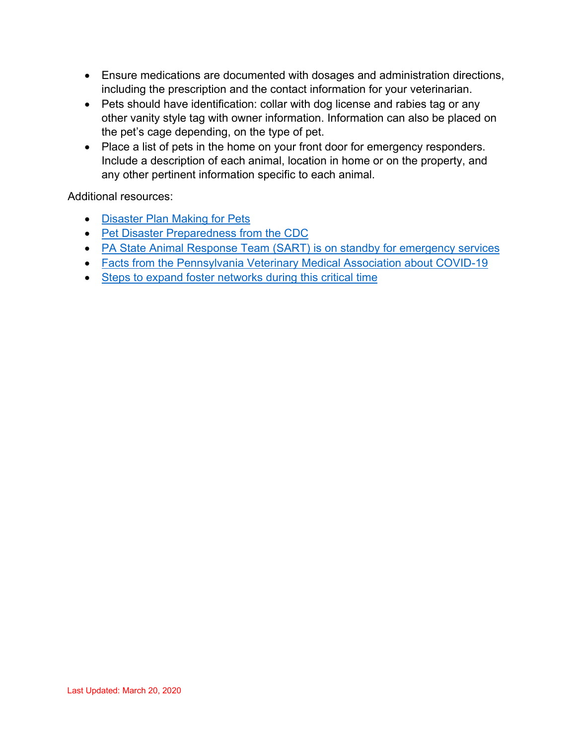- Ensure medications are documented with dosages and administration directions, including the prescription and the contact information for your veterinarian.
- Pets should have identification: collar with dog license and rabies tag or any other vanity style tag with owner information. Information can also be placed on the pet's cage depending, on the type of pet.
- Place a list of pets in the home on your front door for emergency responders. Include a description of each animal, location in home or on the property, and any other pertinent information specific to each animal.

Additional resources:

- Disaster Plan Making for Pets
- Pet Disaster Preparedness from the CDC
- PA State Animal Response Team (SART) is on standby for emergency services
- Facts from the Pennsylvania Veterinary Medical Association about COVID-19
- Steps to expand foster networks during this critical time

Last Updated: March 20, 2020